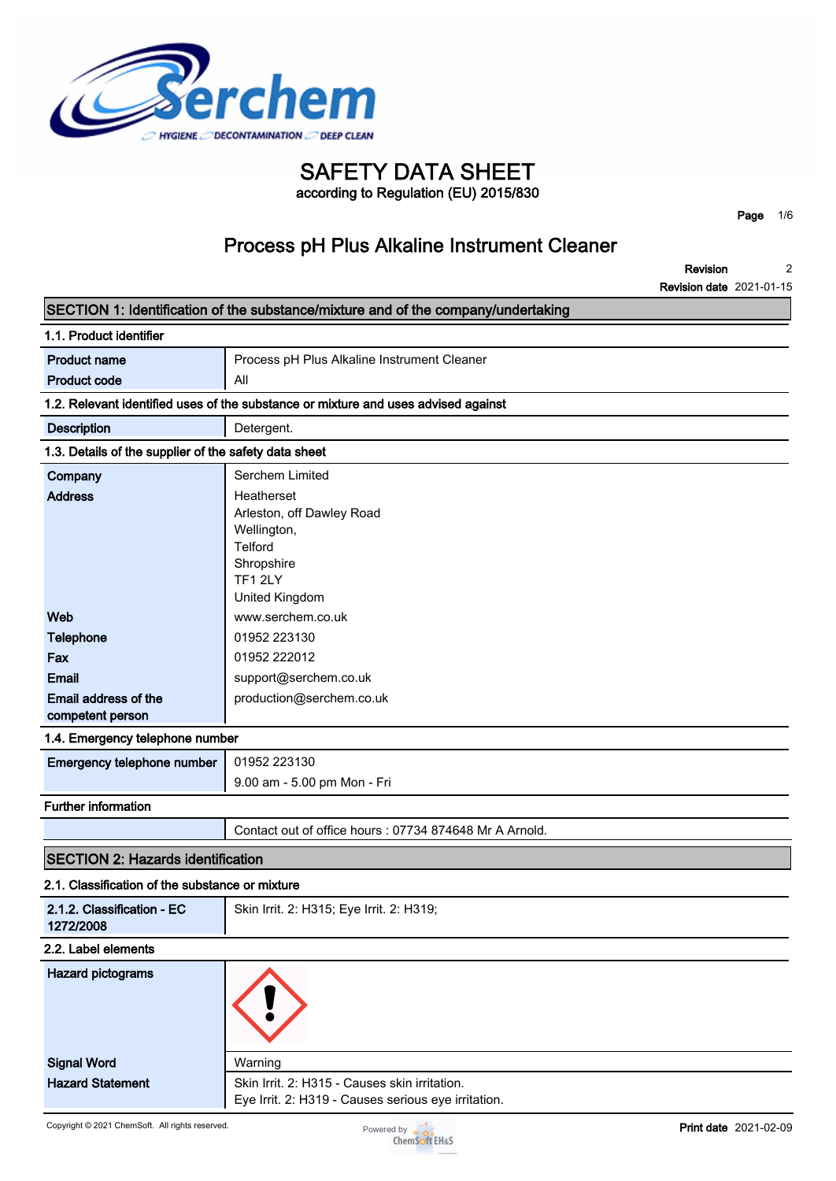# SAFETY DATA SHEET

according to Regulation (EU) 2015/830

## Process pH Plus Alkaline Instrument Cleaner

**Revision** 2
**Revision date** 2021-01-15

## SECTION 1: Identification of the substance/mixture and of the company/undertaking

### 1.1. Product identifier

| | |
|---|---|
| **Product name** | Process pH Plus Alkaline Instrument Cleaner |
| **Product code** | All |

### 1.2. Relevant identified uses of the substance or mixture and uses advised against

| | |
|---|---|
| **Description** | Detergent. |

### 1.3. Details of the supplier of the safety data sheet

| | |
|---|---|
| **Company** | Serchem Limited |
| **Address** | Heatherset<br>Arleston, off Dawley Road<br>Wellington,<br>Telford<br>Shropshire<br>TF1 2LY<br>United Kingdom |
| **Web** | www.serchem.co.uk |
| **Telephone** | 01952 223130 |
| **Fax** | 01952 222012 |
| **Email** | support@serchem.co.uk |
| **Email address of the competent person** | production@serchem.co.uk |

### 1.4. Emergency telephone number

| | |
|---|---|
| **Emergency telephone number** | 01952 223130<br>9.00 am - 5.00 pm Mon - Fri |

### Further information

| | |
|---|---|
| | Contact out of office hours : 07734 874648 Mr A Arnold. |

## SECTION 2: Hazards identification

### 2.1. Classification of the substance or mixture

| | |
|---|---|
| **2.1.2. Classification - EC 1272/2008** | Skin Irrit. 2: H315; Eye Irrit. 2: H319; |

### 2.2. Label elements

| | |
|---|---|
| **Hazard pictograms** | |
| **Signal Word** | Warning |
| **Hazard Statement** | Skin Irrit. 2: H315 - Causes skin irritation.<br>Eye Irrit. 2: H319 - Causes serious eye irritation. |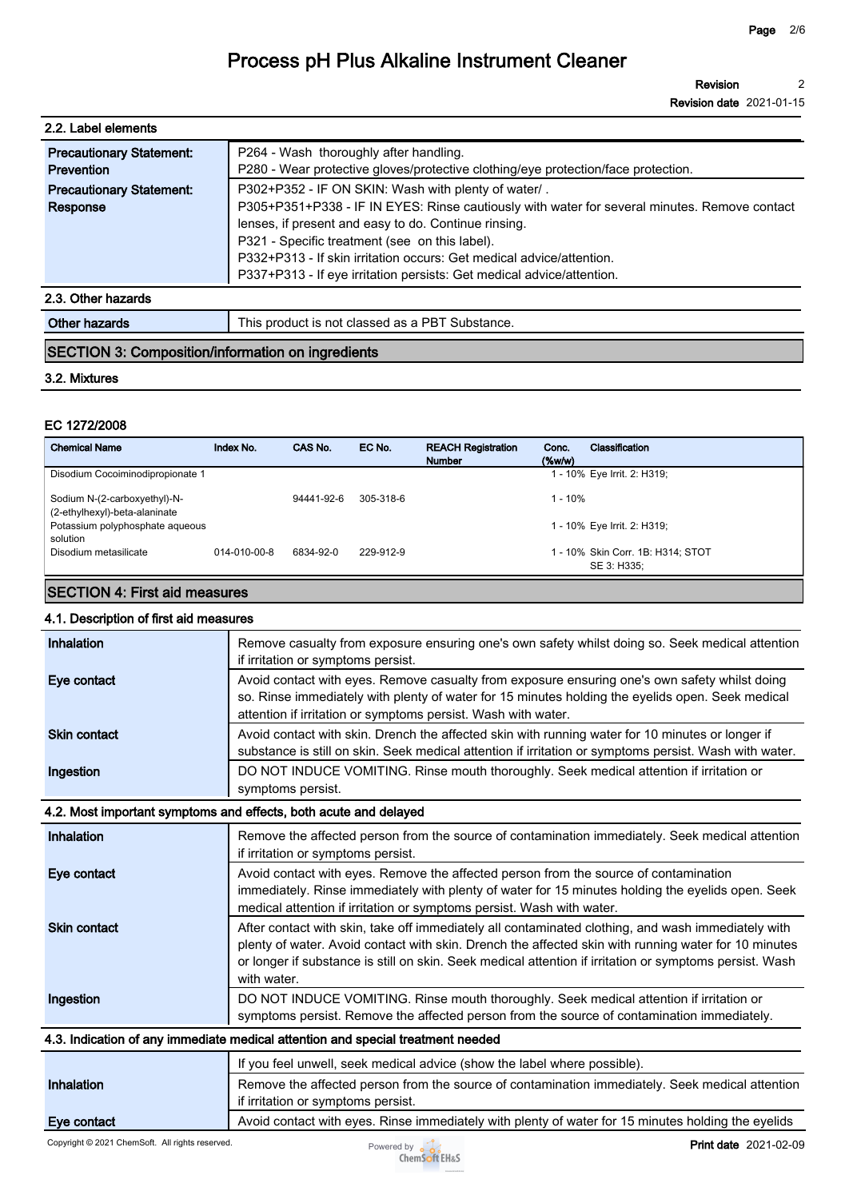### 2.2. Label elements

| | |
|---|---|
| **Precautionary Statement: Prevention** | P264 - Wash thoroughly after handling.<br>P280 - Wear protective gloves/protective clothing/eye protection/face protection. |
| **Precautionary Statement: Response** | P302+P352 - IF ON SKIN: Wash with plenty of water/ .<br>P305+P351+P338 - IF IN EYES: Rinse cautiously with water for several minutes. Remove contact lenses, if present and easy to do. Continue rinsing.<br>P321 - Specific treatment (see on this label).<br>P332+P313 - If skin irritation occurs: Get medical advice/attention.<br>P337+P313 - If eye irritation persists: Get medical advice/attention. |

### 2.3. Other hazards

| | |
|---|---|
| **Other hazards** | This product is not classed as a PBT Substance. |

## SECTION 3: Composition/information on ingredients

### 3.2. Mixtures

**EC 1272/2008**

| Chemical Name | Index No. | CAS No. | EC No. | REACH Registration Number | Conc. (%w/w) | Classification |
|---|---|---|---|---|---|---|
| Disodium Cocoiminodipropionate 1 | | | | | 1 - 10% | Eye Irrit. 2: H319; |
| Sodium N-(2-carboxyethyl)-N-(2-ethylhexyl)-beta-alaninate | | 94441-92-6 | 305-318-6 | | 1 - 10% | |
| Potassium polyphosphate aqueous solution | | | | | 1 - 10% | Eye Irrit. 2: H319; |
| Disodium metasilicate | 014-010-00-8 | 6834-92-0 | 229-912-9 | | 1 - 10% | Skin Corr. 1B: H314; STOT SE 3: H335; |

## SECTION 4: First aid measures

### 4.1. Description of first aid measures

| | |
|---|---|
| **Inhalation** | Remove casualty from exposure ensuring one's own safety whilst doing so. Seek medical attention if irritation or symptoms persist. |
| **Eye contact** | Avoid contact with eyes. Remove casualty from exposure ensuring one's own safety whilst doing so. Rinse immediately with plenty of water for 15 minutes holding the eyelids open. Seek medical attention if irritation or symptoms persist. Wash with water. |
| **Skin contact** | Avoid contact with skin. Drench the affected skin with running water for 10 minutes or longer if substance is still on skin. Seek medical attention if irritation or symptoms persist. Wash with water. |
| **Ingestion** | DO NOT INDUCE VOMITING. Rinse mouth thoroughly. Seek medical attention if irritation or symptoms persist. |

### 4.2. Most important symptoms and effects, both acute and delayed

| | |
|---|---|
| **Inhalation** | Remove the affected person from the source of contamination immediately. Seek medical attention if irritation or symptoms persist. |
| **Eye contact** | Avoid contact with eyes. Remove the affected person from the source of contamination immediately. Rinse immediately with plenty of water for 15 minutes holding the eyelids open. Seek medical attention if irritation or symptoms persist. Wash with water. |
| **Skin contact** | After contact with skin, take off immediately all contaminated clothing, and wash immediately with plenty of water. Avoid contact with skin. Drench the affected skin with running water for 10 minutes or longer if substance is still on skin. Seek medical attention if irritation or symptoms persist. Wash with water. |
| **Ingestion** | DO NOT INDUCE VOMITING. Rinse mouth thoroughly. Seek medical attention if irritation or symptoms persist. Remove the affected person from the source of contamination immediately. |

### 4.3. Indication of any immediate medical attention and special treatment needed

| | |
|---|---|
| | If you feel unwell, seek medical advice (show the label where possible). |
| **Inhalation** | Remove the affected person from the source of contamination immediately. Seek medical attention if irritation or symptoms persist. |
| **Eye contact** | Avoid contact with eyes. Rinse immediately with plenty of water for 15 minutes holding the eyelids |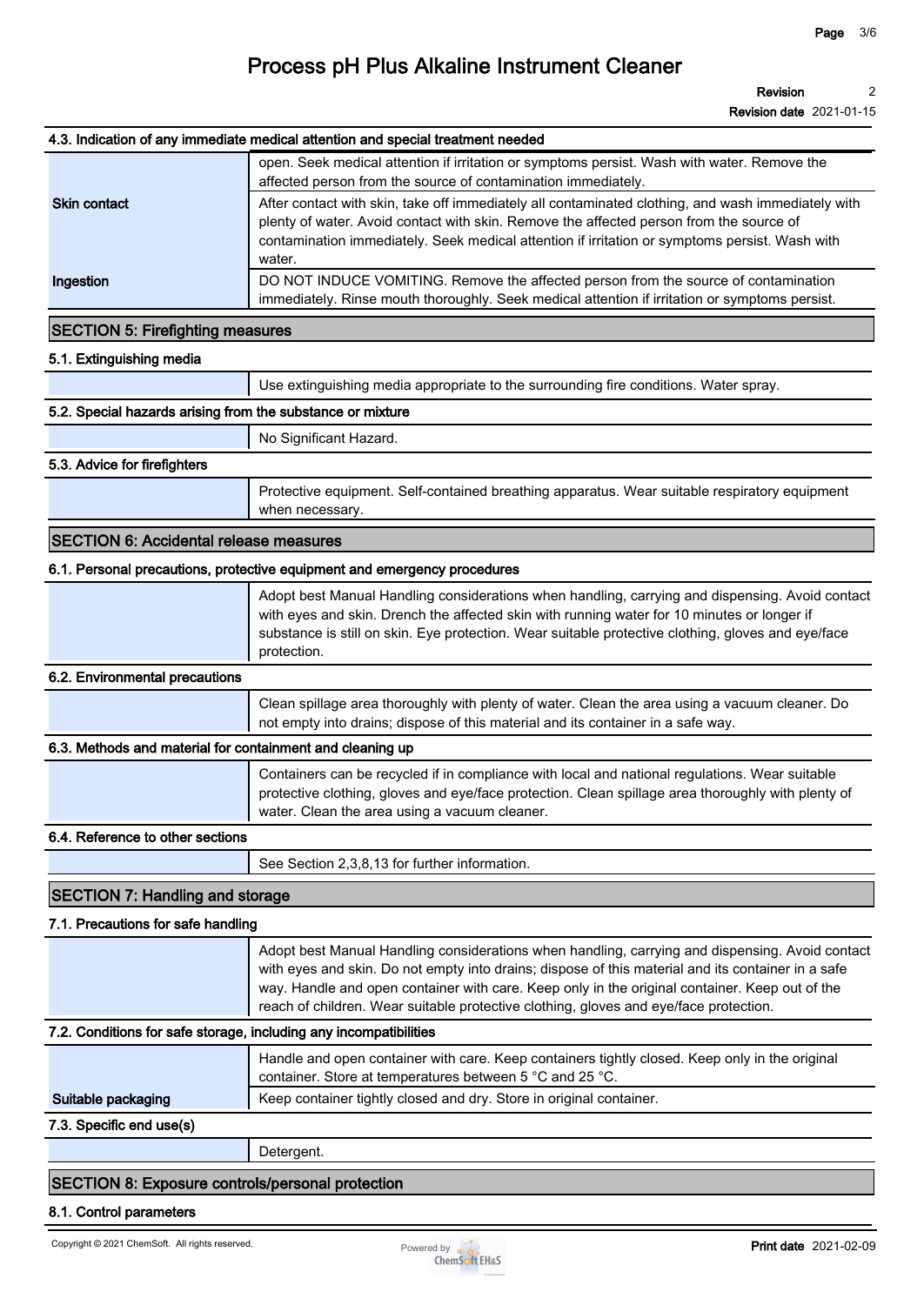### 4.3. Indication of any immediate medical attention and special treatment needed

| | |
|---|---|
| | open. Seek medical attention if irritation or symptoms persist. Wash with water. Remove the affected person from the source of contamination immediately. |
| **Skin contact** | After contact with skin, take off immediately all contaminated clothing, and wash immediately with plenty of water. Avoid contact with skin. Remove the affected person from the source of contamination immediately. Seek medical attention if irritation or symptoms persist. Wash with water. |
| **Ingestion** | DO NOT INDUCE VOMITING. Remove the affected person from the source of contamination immediately. Rinse mouth thoroughly. Seek medical attention if irritation or symptoms persist. |

## SECTION 5: Firefighting measures

### 5.1. Extinguishing media

Use extinguishing media appropriate to the surrounding fire conditions. Water spray.

### 5.2. Special hazards arising from the substance or mixture

No Significant Hazard.

### 5.3. Advice for firefighters

Protective equipment. Self-contained breathing apparatus. Wear suitable respiratory equipment when necessary.

## SECTION 6: Accidental release measures

### 6.1. Personal precautions, protective equipment and emergency procedures

Adopt best Manual Handling considerations when handling, carrying and dispensing. Avoid contact with eyes and skin. Drench the affected skin with running water for 10 minutes or longer if substance is still on skin. Eye protection. Wear suitable protective clothing, gloves and eye/face protection.

### 6.2. Environmental precautions

Clean spillage area thoroughly with plenty of water. Clean the area using a vacuum cleaner. Do not empty into drains; dispose of this material and its container in a safe way.

### 6.3. Methods and material for containment and cleaning up

Containers can be recycled if in compliance with local and national regulations. Wear suitable protective clothing, gloves and eye/face protection. Clean spillage area thoroughly with plenty of water. Clean the area using a vacuum cleaner.

### 6.4. Reference to other sections

See Section 2,3,8,13 for further information.

## SECTION 7: Handling and storage

### 7.1. Precautions for safe handling

Adopt best Manual Handling considerations when handling, carrying and dispensing. Avoid contact with eyes and skin. Do not empty into drains; dispose of this material and its container in a safe way. Handle and open container with care. Keep only in the original container. Keep out of the reach of children. Wear suitable protective clothing, gloves and eye/face protection.

### 7.2. Conditions for safe storage, including any incompatibilities

| | |
|---|---|
| | Handle and open container with care. Keep containers tightly closed. Keep only in the original container. Store at temperatures between 5 °C and 25 °C. |
| **Suitable packaging** | Keep container tightly closed and dry. Store in original container. |

### 7.3. Specific end use(s)

Detergent.

## SECTION 8: Exposure controls/personal protection

### 8.1. Control parameters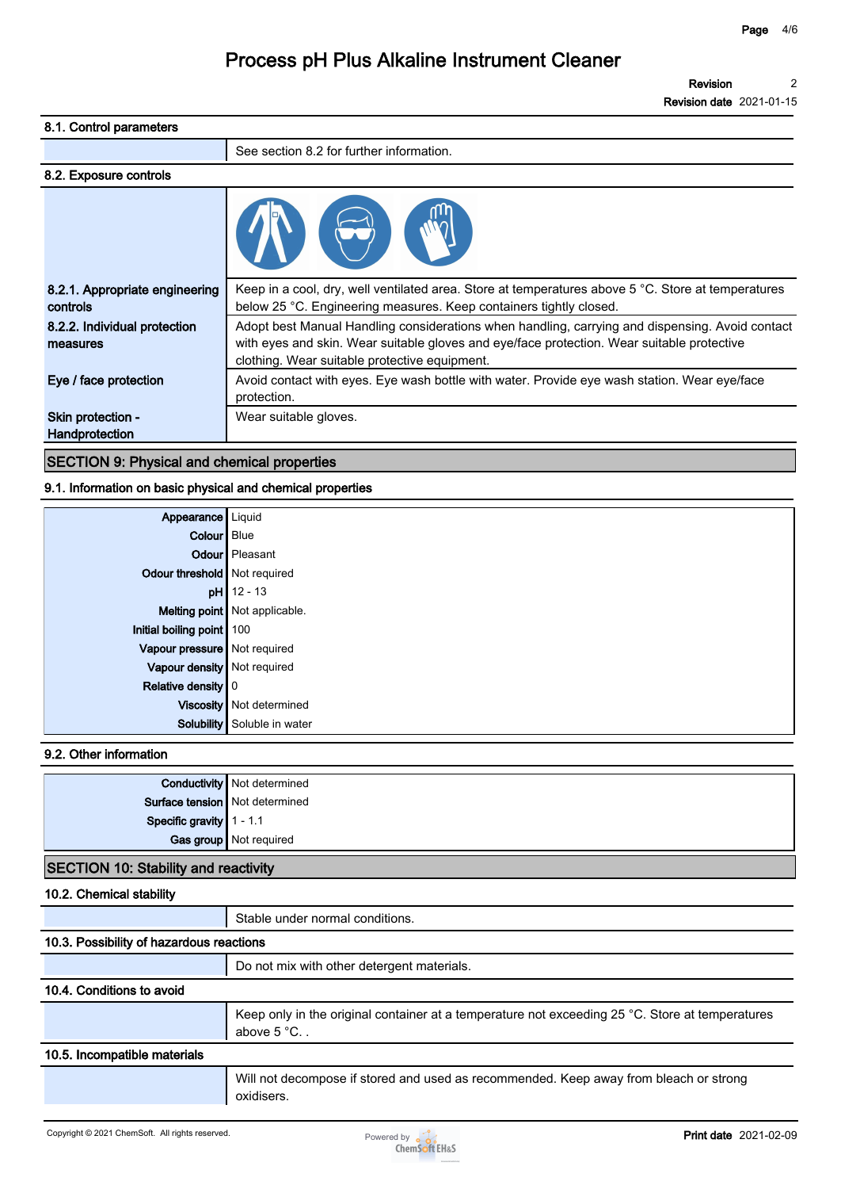### 8.1. Control parameters

| | |
|---|---|
| | See section 8.2 for further information. |

### 8.2. Exposure controls

| | |
|---|---|
| **8.2.1. Appropriate engineering controls** | Keep in a cool, dry, well ventilated area. Store at temperatures above 5 °C. Store at temperatures below 25 °C. Engineering measures. Keep containers tightly closed. |
| **8.2.2. Individual protection measures** | Adopt best Manual Handling considerations when handling, carrying and dispensing. Avoid contact with eyes and skin. Wear suitable gloves and eye/face protection. Wear suitable protective clothing. Wear suitable protective equipment. |
| **Eye / face protection** | Avoid contact with eyes. Eye wash bottle with water. Provide eye wash station. Wear eye/face protection. |
| **Skin protection - Handprotection** | Wear suitable gloves. |

## SECTION 9: Physical and chemical properties

### 9.1. Information on basic physical and chemical properties

| | |
|---|---|
| **Appearance** | Liquid |
| **Colour** | Blue |
| **Odour** | Pleasant |
| **Odour threshold** | Not required |
| **pH** | 12 - 13 |
| **Melting point** | Not applicable. |
| **Initial boiling point** | 100 |
| **Vapour pressure** | Not required |
| **Vapour density** | Not required |
| **Relative density** | 0 |
| **Viscosity** | Not determined |
| **Solubility** | Soluble in water |

### 9.2. Other information

| | |
|---|---|
| **Conductivity** | Not determined |
| **Surface tension** | Not determined |
| **Specific gravity** | 1 - 1.1 |
| **Gas group** | Not required |

## SECTION 10: Stability and reactivity

### 10.2. Chemical stability

| | |
|---|---|
| | Stable under normal conditions. |

### 10.3. Possibility of hazardous reactions

| | |
|---|---|
| | Do not mix with other detergent materials. |

### 10.4. Conditions to avoid

| | |
|---|---|
| | Keep only in the original container at a temperature not exceeding 25 °C. Store at temperatures above 5 °C. . |

### 10.5. Incompatible materials

| | |
|---|---|
| | Will not decompose if stored and used as recommended. Keep away from bleach or strong oxidisers. |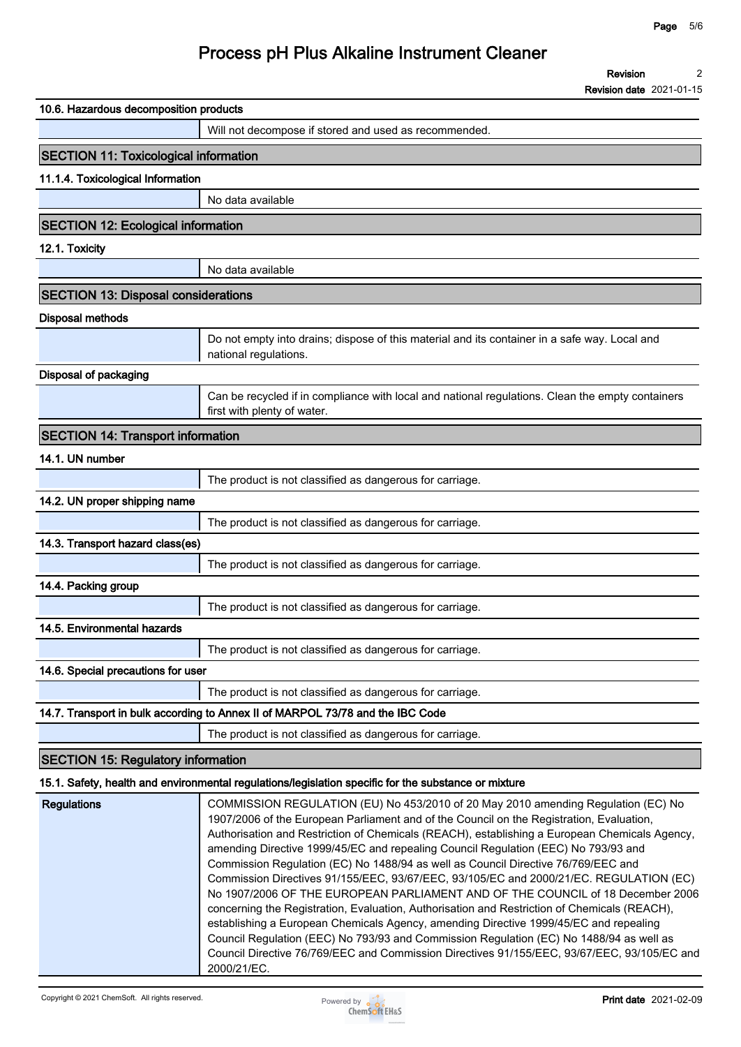#### 10.6. Hazardous decomposition products

| | |
|---|---|
| | Will not decompose if stored and used as recommended. |

## SECTION 11: Toxicological information

#### 11.1.4. Toxicological Information

| | |
|---|---|
| | No data available |

## SECTION 12: Ecological information

#### 12.1. Toxicity

| | |
|---|---|
| | No data available |

## SECTION 13: Disposal considerations

#### Disposal methods

| | |
|---|---|
| | Do not empty into drains; dispose of this material and its container in a safe way. Local and national regulations. |

#### Disposal of packaging

| | |
|---|---|
| | Can be recycled if in compliance with local and national regulations. Clean the empty containers first with plenty of water. |

## SECTION 14: Transport information

#### 14.1. UN number

| | |
|---|---|
| | The product is not classified as dangerous for carriage. |

#### 14.2. UN proper shipping name

| | |
|---|---|
| | The product is not classified as dangerous for carriage. |

#### 14.3. Transport hazard class(es)

| | |
|---|---|
| | The product is not classified as dangerous for carriage. |

#### 14.4. Packing group

| | |
|---|---|
| | The product is not classified as dangerous for carriage. |

#### 14.5. Environmental hazards

| | |
|---|---|
| | The product is not classified as dangerous for carriage. |

#### 14.6. Special precautions for user

| | |
|---|---|
| | The product is not classified as dangerous for carriage. |

#### 14.7. Transport in bulk according to Annex II of MARPOL 73/78 and the IBC Code

| | |
|---|---|
| | The product is not classified as dangerous for carriage. |

## SECTION 15: Regulatory information

#### 15.1. Safety, health and environmental regulations/legislation specific for the substance or mixture

| | |
|---|---|
| **Regulations** | COMMISSION REGULATION (EU) No 453/2010 of 20 May 2010 amending Regulation (EC) No 1907/2006 of the European Parliament and of the Council on the Registration, Evaluation, Authorisation and Restriction of Chemicals (REACH), establishing a European Chemicals Agency, amending Directive 1999/45/EC and repealing Council Regulation (EEC) No 793/93 and Commission Regulation (EC) No 1488/94 as well as Council Directive 76/769/EEC and Commission Directives 91/155/EEC, 93/67/EEC, 93/105/EC and 2000/21/EC. REGULATION (EC) No 1907/2006 OF THE EUROPEAN PARLIAMENT AND OF THE COUNCIL of 18 December 2006 concerning the Registration, Evaluation, Authorisation and Restriction of Chemicals (REACH), establishing a European Chemicals Agency, amending Directive 1999/45/EC and repealing Council Regulation (EEC) No 793/93 and Commission Regulation (EC) No 1488/94 as well as Council Directive 76/769/EEC and Commission Directives 91/155/EEC, 93/67/EEC, 93/105/EC and 2000/21/EC. |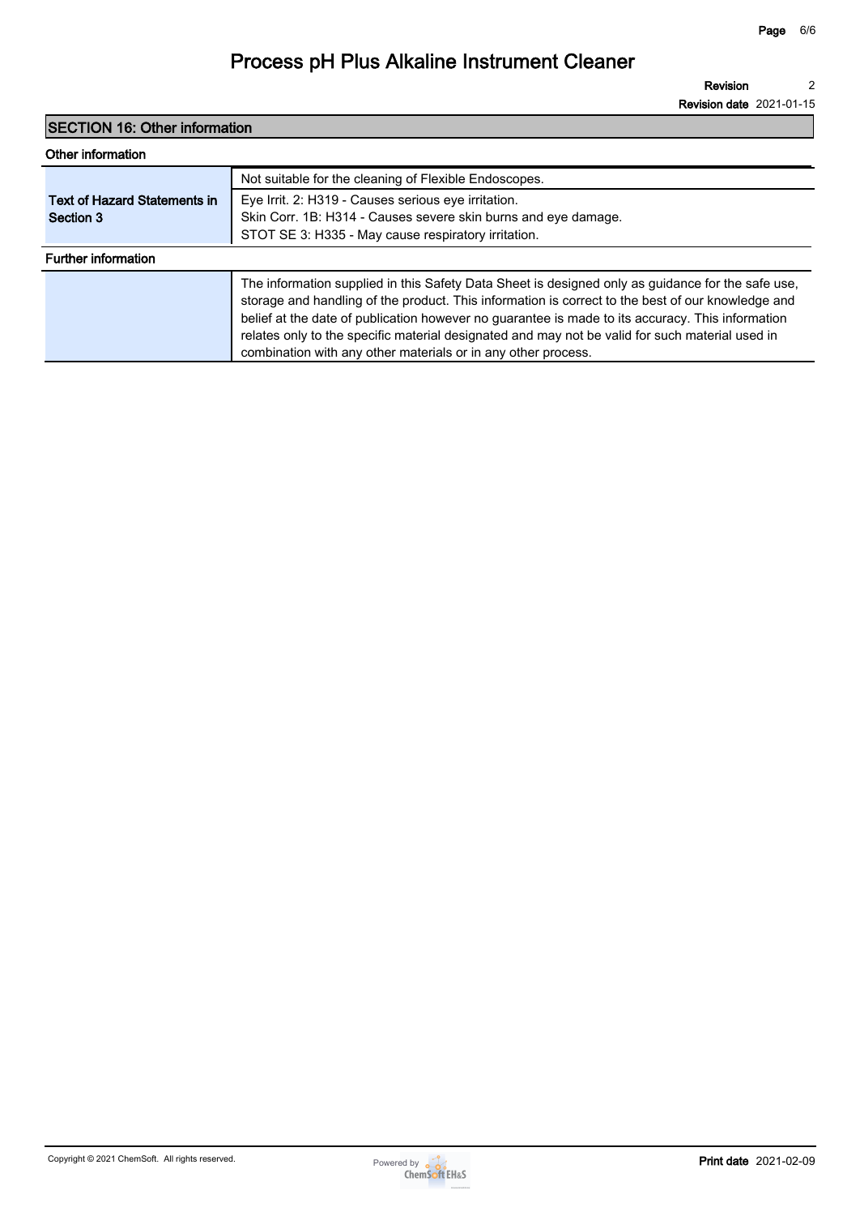## SECTION 16: Other information

### Other information

| | |
|---|---|
| | Not suitable for the cleaning of Flexible Endoscopes. |
| **Text of Hazard Statements in Section 3** | Eye Irrit. 2: H319 - Causes serious eye irritation.<br>Skin Corr. 1B: H314 - Causes severe skin burns and eye damage.<br>STOT SE 3: H335 - May cause respiratory irritation. |

### Further information

| | |
|---|---|
| | The information supplied in this Safety Data Sheet is designed only as guidance for the safe use, storage and handling of the product. This information is correct to the best of our knowledge and belief at the date of publication however no guarantee is made to its accuracy. This information relates only to the specific material designated and may not be valid for such material used in combination with any other materials or in any other process. |